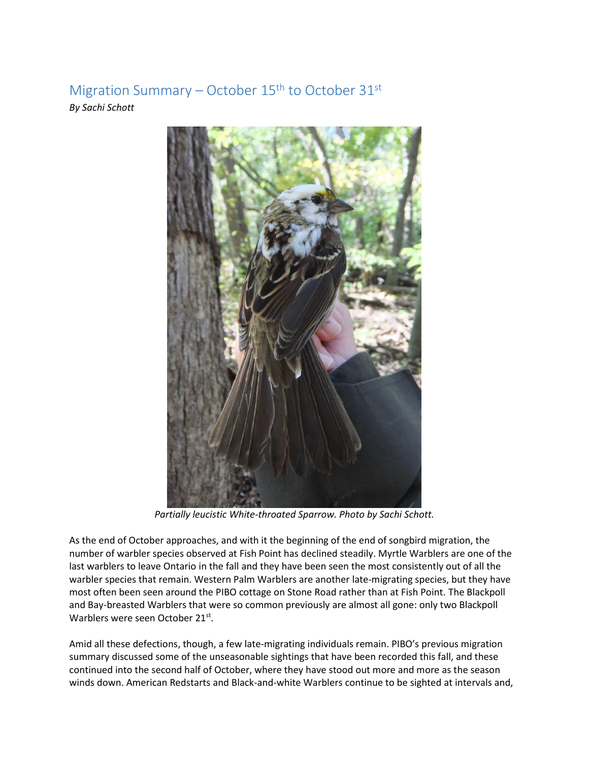# Migration Summary – October 15th to October 31st

*By Sachi Schott*

*Partially leucistic White-throated Sparrow. Photo by Sachi Schott.*

As the end of October approaches, and with it the beginning of the end of songbird migration, the number of warbler species observed at Fish Point has declined steadily. Myrtle Warblers are one of the last warblers to leave Ontario in the fall and they have been seen the most consistently out of all the warbler species that remain. Western Palm Warblers are another late-migrating species, but they have most often been seen around the PIBO cottage on Stone Road rather than at Fish Point. The Blackpoll and Bay-breasted Warblers that were so common previously are almost all gone: only two Blackpoll Warblers were seen October 21st.

Amid all these defections, though, a few late-migrating individuals remain. PIBO's previous migration summary discussed some of the unseasonable sightings that have been recorded this fall, and these continued into the second half of October, where they have stood out more and more as the season winds down. American Redstarts and Black-and-white Warblers continue to be sighted at intervals and,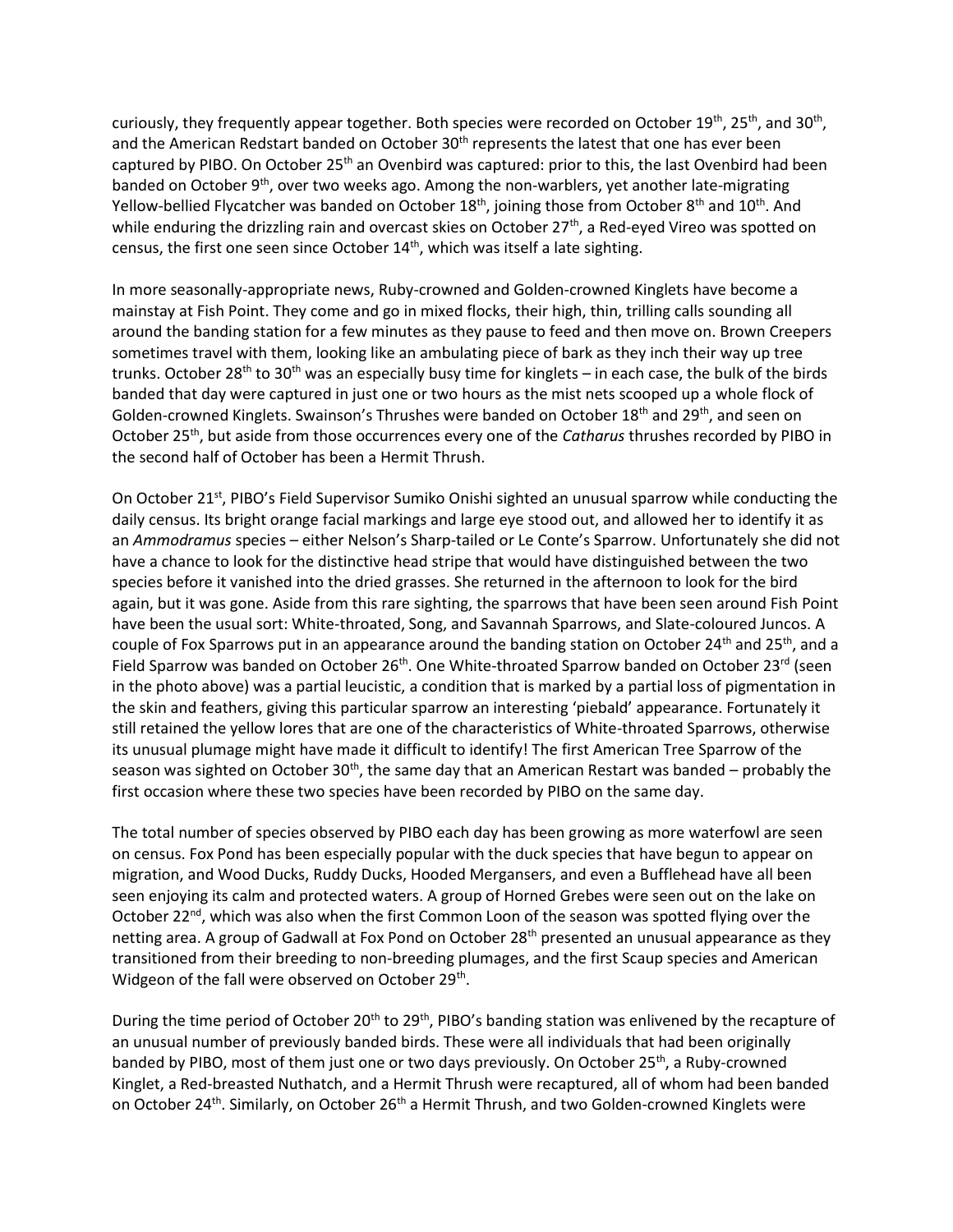curiously, they frequently appear together. Both species were recorded on October 19th, 25th, and 30th, and the American Redstart banded on October 30th represents the latest that one has ever been captured by PIBO. On October 25th an Ovenbird was captured: prior to this, the last Ovenbird had been banded on October 9th, over two weeks ago. Among the non-warblers, yet another late-migrating Yellow-bellied Flycatcher was banded on October 18th, joining those from October 8th and 10th. And while enduring the drizzling rain and overcast skies on October 27th, a Red-eyed Vireo was spotted on census, the first one seen since October 14th, which was itself a late sighting.

In more seasonally-appropriate news, Ruby-crowned and Golden-crowned Kinglets have become a mainstay at Fish Point. They come and go in mixed flocks, their high, thin, trilling calls sounding all around the banding station for a few minutes as they pause to feed and then move on. Brown Creepers sometimes travel with them, looking like an ambulating piece of bark as they inch their way up tree trunks. October 28th to 30th was an especially busy time for kinglets – in each case, the bulk of the birds banded that day were captured in just one or two hours as the mist nets scooped up a whole flock of Golden-crowned Kinglets. Swainson's Thrushes were banded on October 18th and 29th, and seen on October 25th, but aside from those occurrences every one of the *Catharus* thrushes recorded by PIBO in the second half of October has been a Hermit Thrush.

On October 21st, PIBO's Field Supervisor Sumiko Onishi sighted an unusual sparrow while conducting the daily census. Its bright orange facial markings and large eye stood out, and allowed her to identify it as an *Ammodramus* species – either Nelson's Sharp-tailed or Le Conte's Sparrow. Unfortunately she did not have a chance to look for the distinctive head stripe that would have distinguished between the two species before it vanished into the dried grasses. She returned in the afternoon to look for the bird again, but it was gone. Aside from this rare sighting, the sparrows that have been seen around Fish Point have been the usual sort: White-throated, Song, and Savannah Sparrows, and Slate-coloured Juncos. A couple of Fox Sparrows put in an appearance around the banding station on October 24th and 25th, and a Field Sparrow was banded on October 26th. One White-throated Sparrow banded on October 23rd (seen in the photo above) was a partial leucistic, a condition that is marked by a partial loss of pigmentation in the skin and feathers, giving this particular sparrow an interesting 'piebald' appearance. Fortunately it still retained the yellow lores that are one of the characteristics of White-throated Sparrows, otherwise its unusual plumage might have made it difficult to identify! The first American Tree Sparrow of the season was sighted on October 30th, the same day that an American Restart was banded – probably the first occasion where these two species have been recorded by PIBO on the same day.

The total number of species observed by PIBO each day has been growing as more waterfowl are seen on census. Fox Pond has been especially popular with the duck species that have begun to appear on migration, and Wood Ducks, Ruddy Ducks, Hooded Mergansers, and even a Bufflehead have all been seen enjoying its calm and protected waters. A group of Horned Grebes were seen out on the lake on October 22nd, which was also when the first Common Loon of the season was spotted flying over the netting area. A group of Gadwall at Fox Pond on October 28th presented an unusual appearance as they transitioned from their breeding to non-breeding plumages, and the first Scaup species and American Widgeon of the fall were observed on October 29th.

During the time period of October 20th to 29th, PIBO's banding station was enlivened by the recapture of an unusual number of previously banded birds. These were all individuals that had been originally banded by PIBO, most of them just one or two days previously. On October 25th, a Ruby-crowned Kinglet, a Red-breasted Nuthatch, and a Hermit Thrush were recaptured, all of whom had been banded on October 24th. Similarly, on October 26th a Hermit Thrush, and two Golden-crowned Kinglets were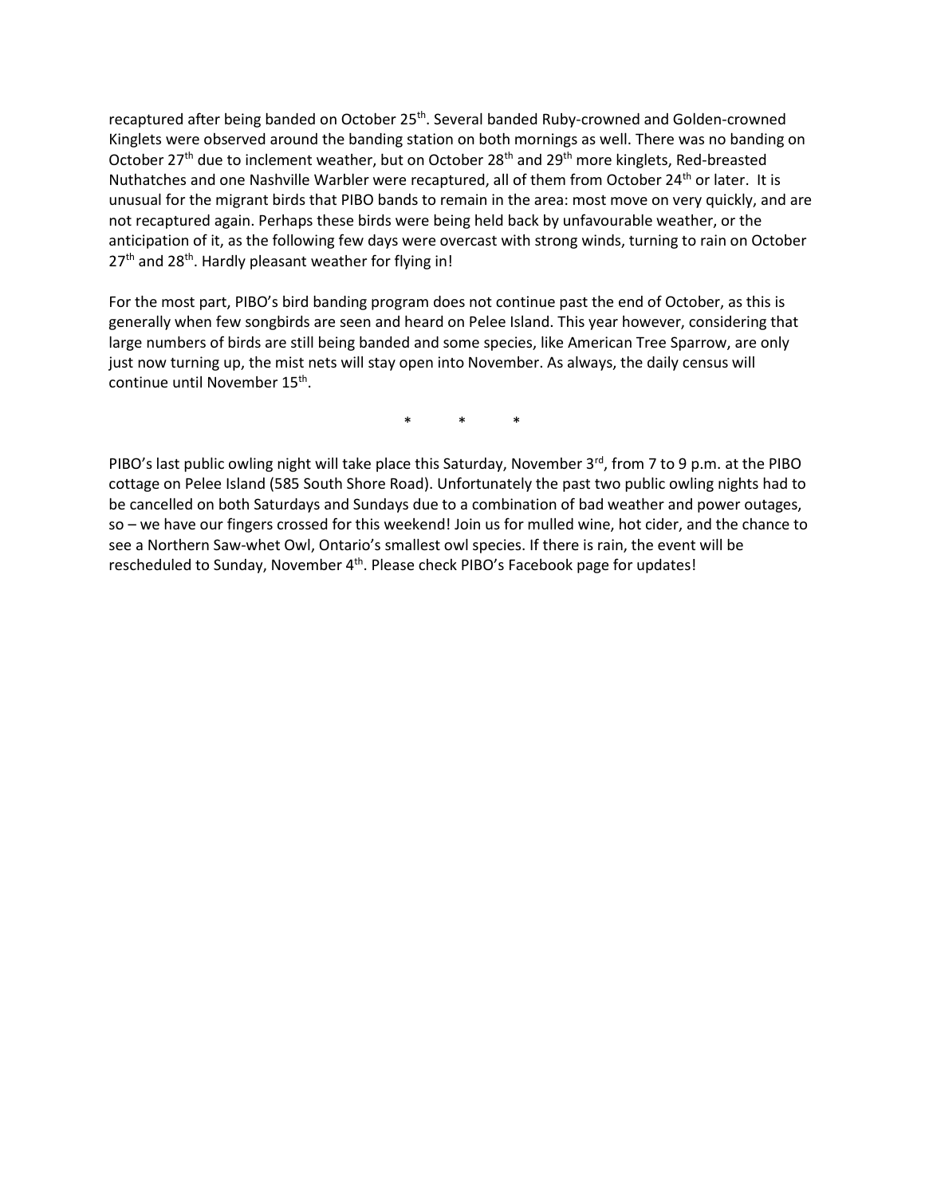recaptured after being banded on October 25th. Several banded Ruby-crowned and Golden-crowned Kinglets were observed around the banding station on both mornings as well. There was no banding on October 27th due to inclement weather, but on October 28th and 29th more kinglets, Red-breasted Nuthatches and one Nashville Warbler were recaptured, all of them from October 24th or later. It is unusual for the migrant birds that PIBO bands to remain in the area: most move on very quickly, and are not recaptured again. Perhaps these birds were being held back by unfavourable weather, or the anticipation of it, as the following few days were overcast with strong winds, turning to rain on October 27th and 28th. Hardly pleasant weather for flying in!

For the most part, PIBO's bird banding program does not continue past the end of October, as this is generally when few songbirds are seen and heard on Pelee Island. This year however, considering that large numbers of birds are still being banded and some species, like American Tree Sparrow, are only just now turning up, the mist nets will stay open into November. As always, the daily census will continue until November 15th.

\* \* \*

PIBO's last public owling night will take place this Saturday, November 3rd, from 7 to 9 p.m. at the PIBO cottage on Pelee Island (585 South Shore Road). Unfortunately the past two public owling nights had to be cancelled on both Saturdays and Sundays due to a combination of bad weather and power outages, so – we have our fingers crossed for this weekend! Join us for mulled wine, hot cider, and the chance to see a Northern Saw-whet Owl, Ontario's smallest owl species. If there is rain, the event will be rescheduled to Sunday, November 4th. Please check PIBO's Facebook page for updates!